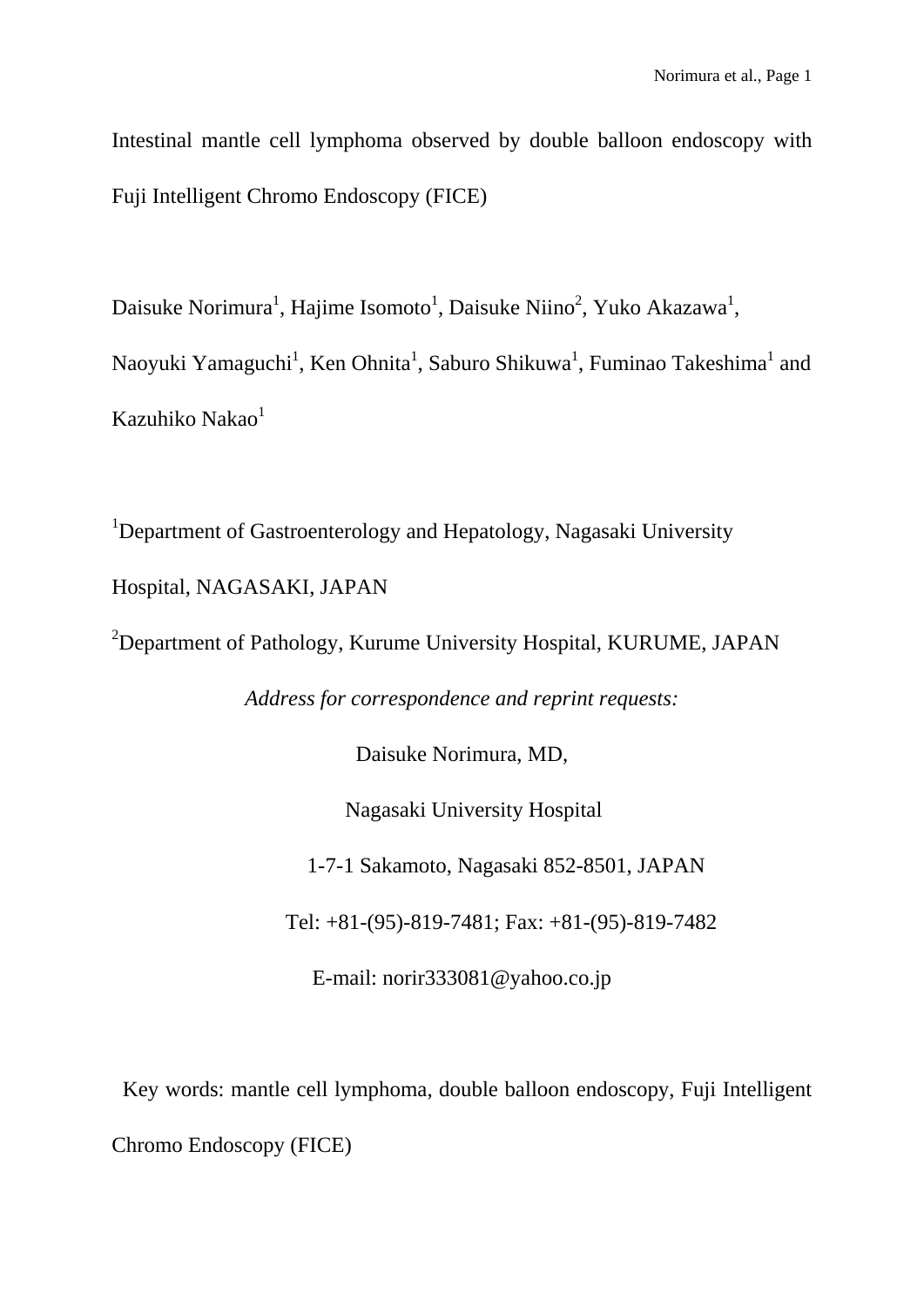# Intestinal mantle cell lymphoma observed by double balloon endoscopy with Fuji Intelligent Chromo Endoscopy (FICE)

Daisuke Norimura[1], Hajime Isomoto[1], Daisuke Niino[2], Yuko Akazawa[1], Naoyuki Yamaguchi[1], Ken Ohnita[1], Saburo Shikuwa[1], Fuminao Takeshima[1] and Kazuhiko Nakao[1]

[1]Department of Gastroenterology and Hepatology, Nagasaki University Hospital, NAGASAKI, JAPAN

[2]Department of Pathology, Kurume University Hospital, KURUME, JAPAN

*Address for correspondence and reprint requests:*

Daisuke Norimura, MD,

Nagasaki University Hospital

1-7-1 Sakamoto, Nagasaki 852-8501, JAPAN

Tel: +81-(95)-819-7481; Fax: +81-(95)-819-7482

E-mail: norir333081@yahoo.co.jp

Key words: mantle cell lymphoma, double balloon endoscopy, Fuji Intelligent Chromo Endoscopy (FICE)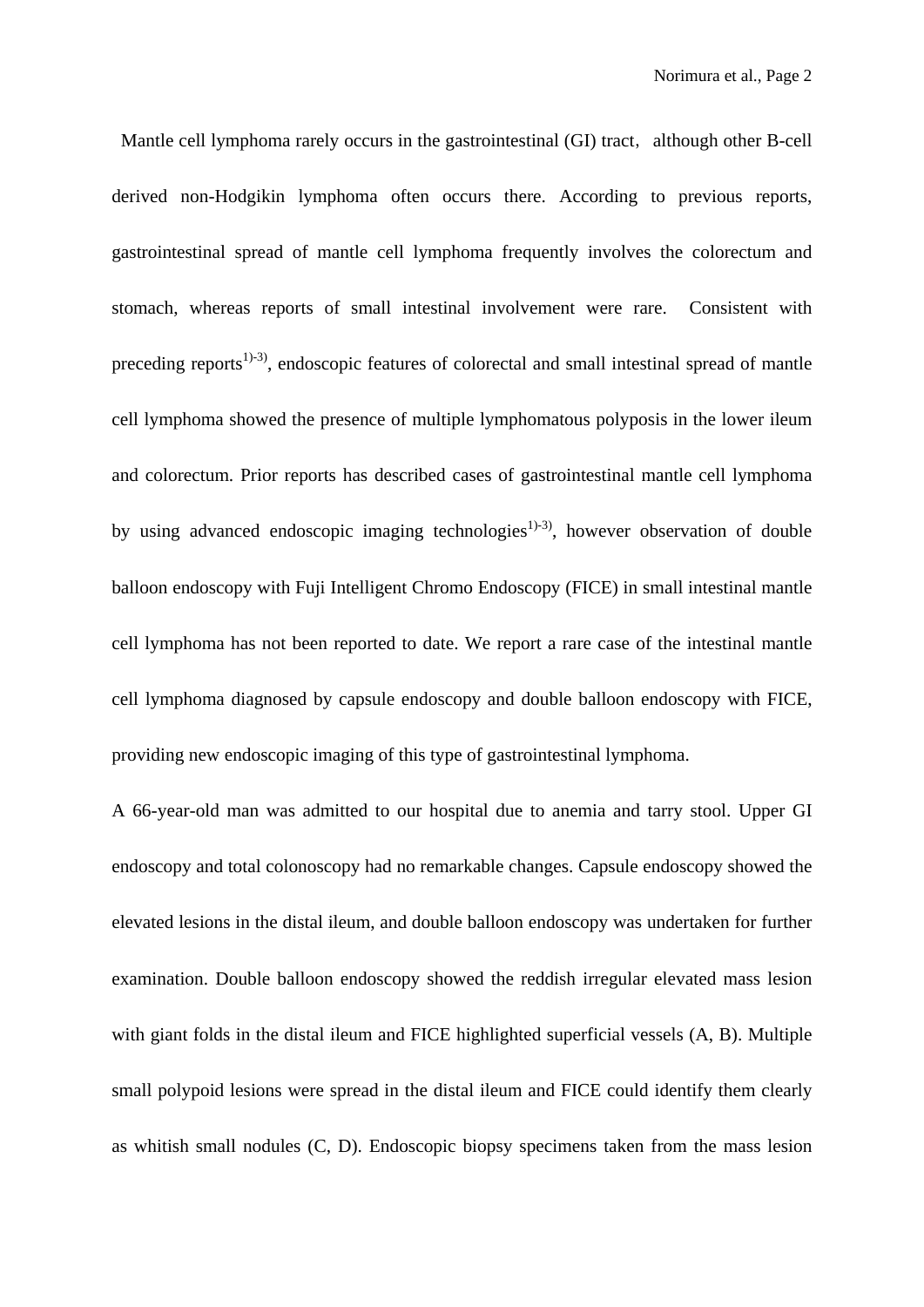Mantle cell lymphoma rarely occurs in the gastrointestinal (GI) tract, although other B-cell derived non-Hodgikin lymphoma often occurs there. According to previous reports, gastrointestinal spread of mantle cell lymphoma frequently involves the colorectum and stomach, whereas reports of small intestinal involvement were rare. Consistent with preceding reports[1)-3)], endoscopic features of colorectal and small intestinal spread of mantle cell lymphoma showed the presence of multiple lymphomatous polyposis in the lower ileum and colorectum. Prior reports has described cases of gastrointestinal mantle cell lymphoma by using advanced endoscopic imaging technologies[1)-3)], however observation of double balloon endoscopy with Fuji Intelligent Chromo Endoscopy (FICE) in small intestinal mantle cell lymphoma has not been reported to date. We report a rare case of the intestinal mantle cell lymphoma diagnosed by capsule endoscopy and double balloon endoscopy with FICE, providing new endoscopic imaging of this type of gastrointestinal lymphoma.

A 66-year-old man was admitted to our hospital due to anemia and tarry stool. Upper GI endoscopy and total colonoscopy had no remarkable changes. Capsule endoscopy showed the elevated lesions in the distal ileum, and double balloon endoscopy was undertaken for further examination. Double balloon endoscopy showed the reddish irregular elevated mass lesion with giant folds in the distal ileum and FICE highlighted superficial vessels (A, B). Multiple small polypoid lesions were spread in the distal ileum and FICE could identify them clearly as whitish small nodules (C, D). Endoscopic biopsy specimens taken from the mass lesion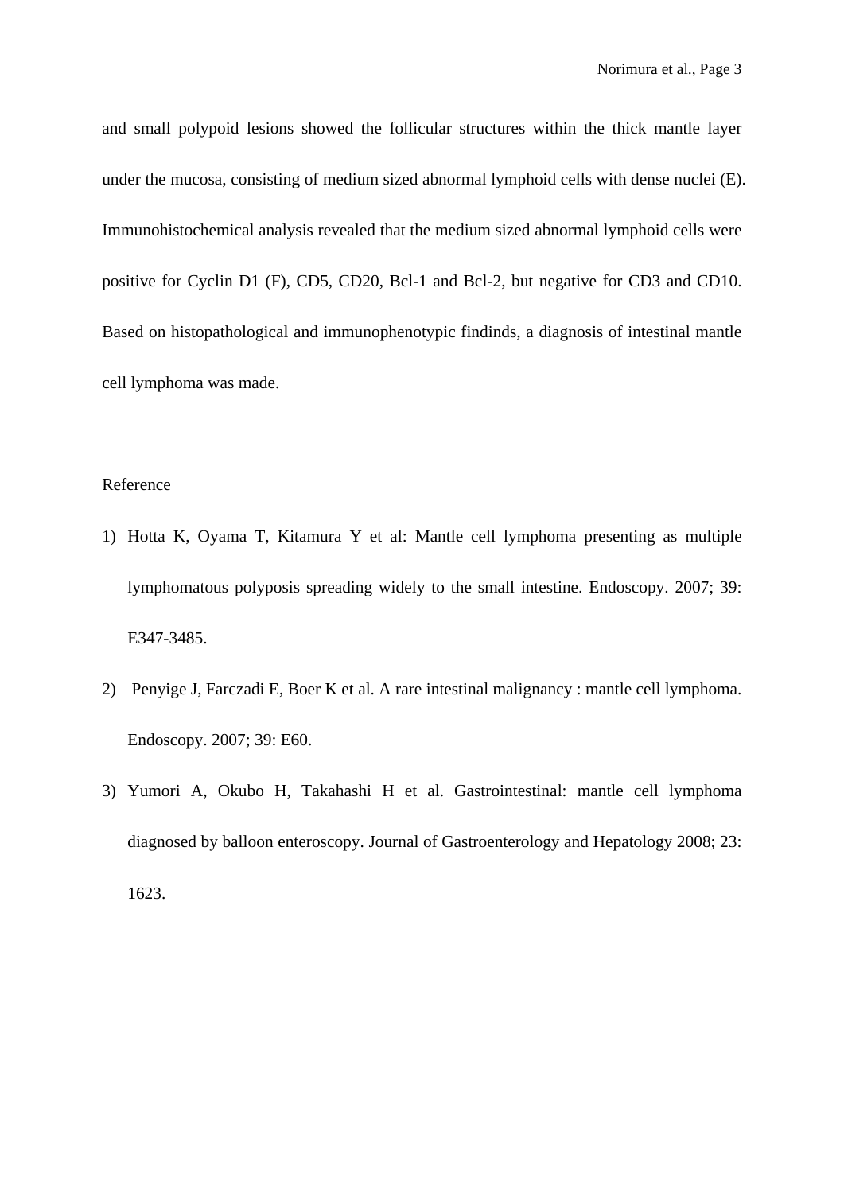and small polypoid lesions showed the follicular structures within the thick mantle layer under the mucosa, consisting of medium sized abnormal lymphoid cells with dense nuclei (E). Immunohistochemical analysis revealed that the medium sized abnormal lymphoid cells were positive for Cyclin D1 (F), CD5, CD20, Bcl-1 and Bcl-2, but negative for CD3 and CD10. Based on histopathological and immunophenotypic findinds, a diagnosis of intestinal mantle cell lymphoma was made.

Reference

1) Hotta K, Oyama T, Kitamura Y et al: Mantle cell lymphoma presenting as multiple lymphomatous polyposis spreading widely to the small intestine. Endoscopy. 2007; 39: E347-3485.
2) Penyige J, Farczadi E, Boer K et al. A rare intestinal malignancy : mantle cell lymphoma. Endoscopy. 2007; 39: E60.
3) Yumori A, Okubo H, Takahashi H et al. Gastrointestinal: mantle cell lymphoma diagnosed by balloon enteroscopy. Journal of Gastroenterology and Hepatology 2008; 23: 1623.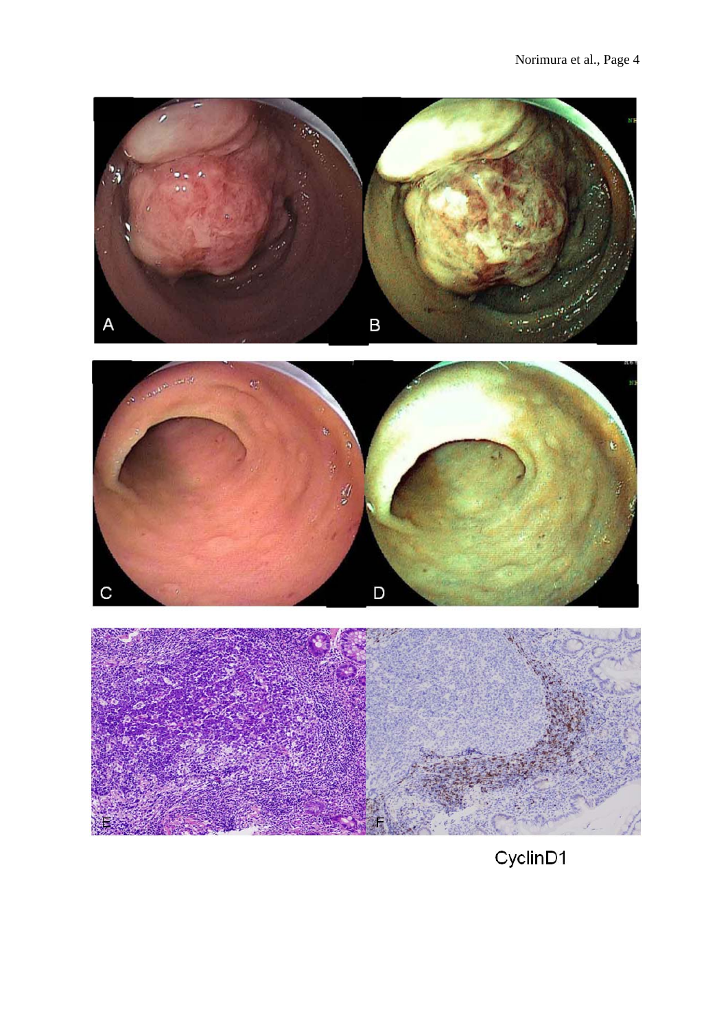A

B

C

D

E

F

CyclinD1